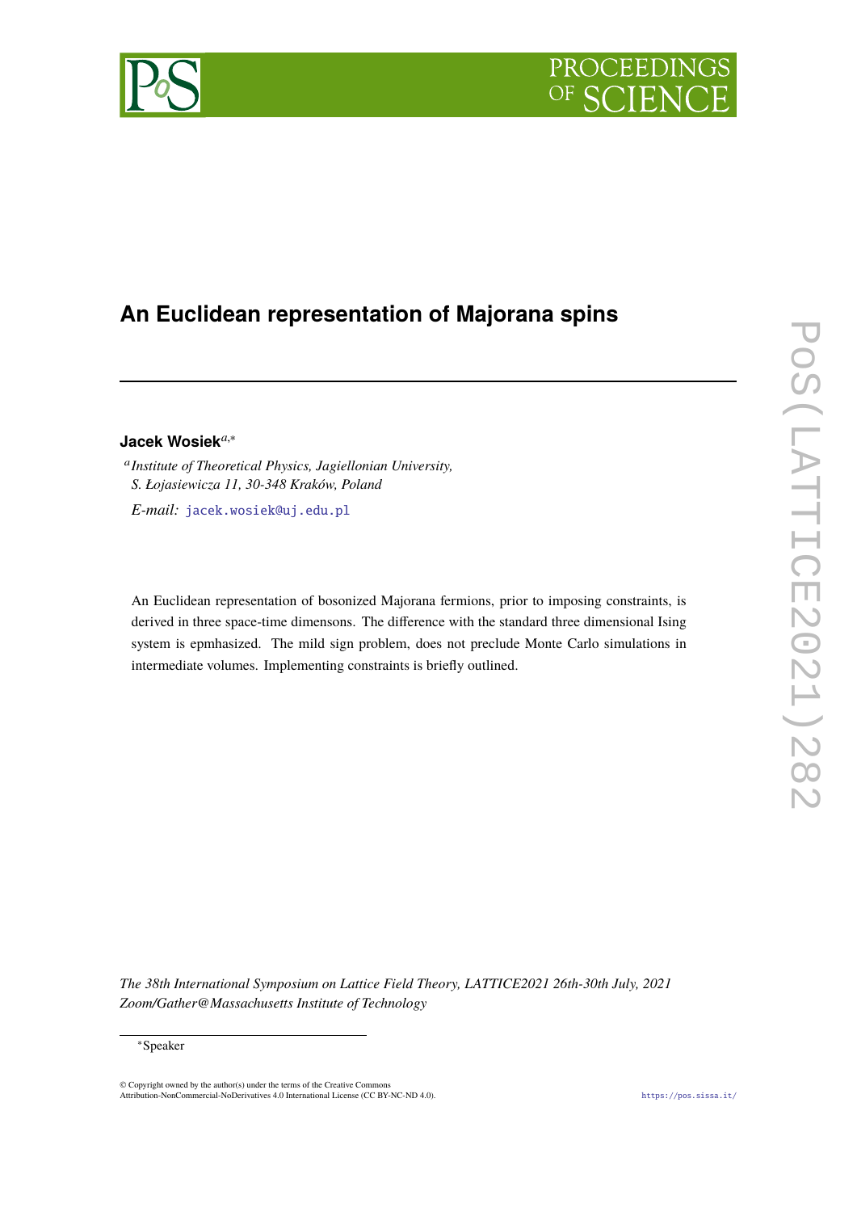# An Euclidean representation of Majorana spins

**Jacek Wosiek**[a,*]

[a] *Institute of Theoretical Physics, Jagiellonian University, S. Łojasiewicza 11, 30-348 Kraków, Poland*

*E-mail:* jacek.wosiek@uj.edu.pl

An Euclidean representation of bosonized Majorana fermions, prior to imposing constraints, is derived in three space-time dimensons. The difference with the standard three dimensional Ising system is epmhasized. The mild sign problem, does not preclude Monte Carlo simulations in intermediate volumes. Implementing constraints is briefly outlined.

*The 38th International Symposium on Lattice Field Theory, LATTICE2021 26th-30th July, 2021 Zoom/Gather@Massachusetts Institute of Technology*

[*] Speaker

© Copyright owned by the author(s) under the terms of the Creative Commons Attribution-NonCommercial-NoDerivatives 4.0 International License (CC BY-NC-ND 4.0).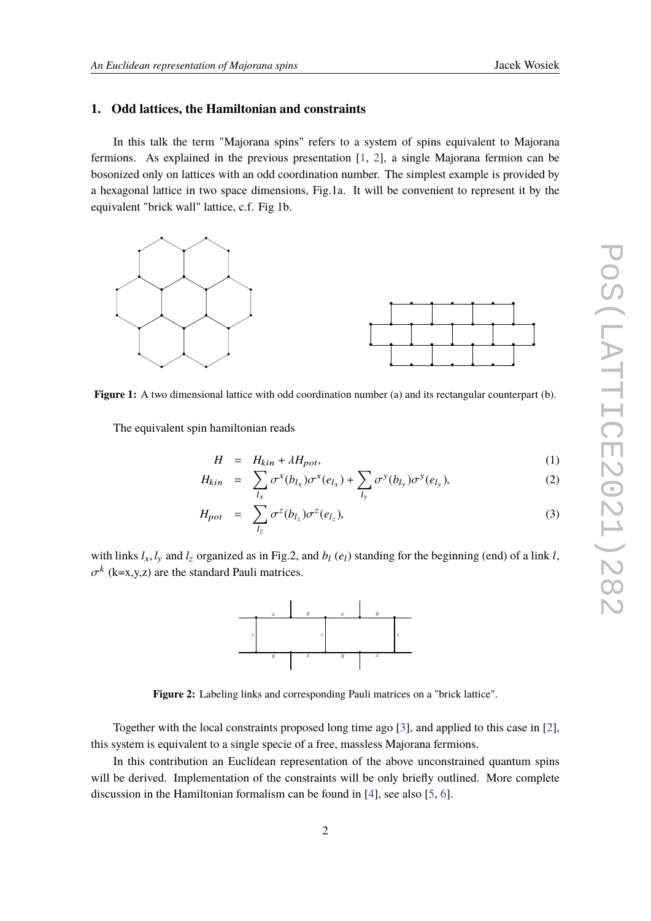## 1. Odd lattices, the Hamiltonian and constraints

In this talk the term "Majorana spins" refers to a system of spins equivalent to Majorana fermions. As explained in the previous presentation [1, 2], a single Majorana fermion can be bosonized only on lattices with an odd coordination number. The simplest example is provided by a hexagonal lattice in two space dimensions, Fig.1a. It will be convenient to represent it by the equivalent "brick wall" lattice, c.f. Fig 1b.

**Figure 1:** A two dimensional lattice with odd coordination number (a) and its rectangular counterpart (b).

The equivalent spin hamiltonian reads

$$
\begin{aligned}
H &= H_{kin} + \lambda H_{pot}, & (1)\\
H_{kin} &= \sum_{l_x} \sigma^x(b_{l_x})\sigma^x(e_{l_x}) + \sum_{l_y} \sigma^y(b_{l_y})\sigma^y(e_{l_y}), & (2)\\
H_{pot} &= \sum_{l_z} \sigma^z(b_{l_z})\sigma^z(e_{l_z}), & (3)
\end{aligned}
$$

with links $l_x, l_y$ and $l_z$ organized as in Fig.2, and $b_l$ ($e_l$) standing for the beginning (end) of a link $l$, $\sigma^k$ (k=x,y,z) are the standard Pauli matrices.

**Figure 2:** Labeling links and corresponding Pauli matrices on a "brick lattice".

Together with the local constraints proposed long time ago [3], and applied to this case in [2], this system is equivalent to a single specie of a free, massless Majorana fermions.

In this contribution an Euclidean representation of the above unconstrained quantum spins will be derived. Implementation of the constraints will be only briefly outlined. More complete discussion in the Hamiltonian formalism can be found in [4], see also [5, 6].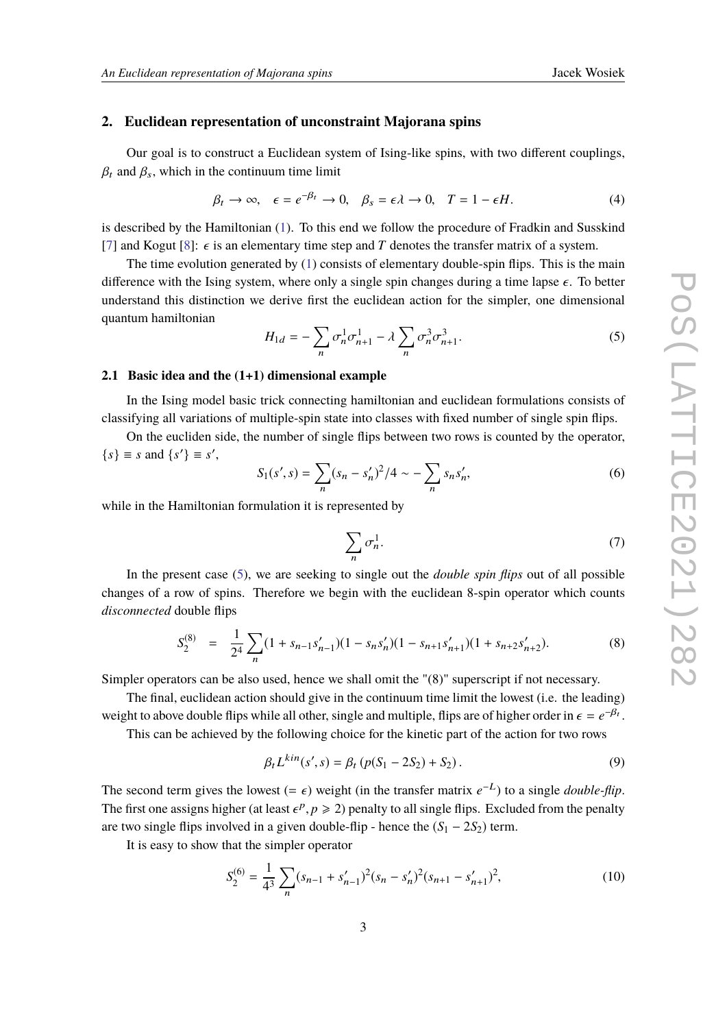## 2. Euclidean representation of unconstraint Majorana spins

Our goal is to construct a Euclidean system of Ising-like spins, with two different couplings, $\beta_t$ and $\beta_s$, which in the continuum time limit

$$\beta_t \to \infty, \quad \epsilon = e^{-\beta_t} \to 0, \quad \beta_s = \epsilon\lambda \to 0, \quad T = 1 - \epsilon H. \tag{4}$$

is described by the Hamiltonian (1). To this end we follow the procedure of Fradkin and Susskind [7] and Kogut [8]: $\epsilon$ is an elementary time step and $T$ denotes the transfer matrix of a system.

The time evolution generated by (1) consists of elementary double-spin flips. This is the main difference with the Ising system, where only a single spin changes during a time lapse $\epsilon$. To better understand this distinction we derive first the euclidean action for the simpler, one dimensional quantum hamiltonian

$$H_{1d} = -\sum_n \sigma_n^1 \sigma_{n+1}^1 - \lambda \sum_n \sigma_n^3 \sigma_{n+1}^3. \tag{5}$$

### 2.1 Basic idea and the (1+1) dimensional example

In the Ising model basic trick connecting hamiltonian and euclidean formulations consists of classifying all variations of multiple-spin state into classes with fixed number of single spin flips.

On the eucliden side, the number of single flips between two rows is counted by the operator, $\{s\} \equiv s$ and $\{s'\} \equiv s'$,

$$S_1(s', s) = \sum_n (s_n - s'_n)^2/4 \sim -\sum_n s_n s'_n, \tag{6}$$

while in the Hamiltonian formulation it is represented by

$$\sum_n \sigma_n^1. \tag{7}$$

In the present case (5), we are seeking to single out the *double spin flips* out of all possible changes of a row of spins. Therefore we begin with the euclidean 8-spin operator which counts *disconnected* double flips

$$S_2^{(8)} \;\; = \;\; \frac{1}{2^4} \sum_n (1 + s_{n-1} s'_{n-1})(1 - s_n s'_n)(1 - s_{n+1} s'_{n+1})(1 + s_{n+2} s'_{n+2}). \tag{8}$$

Simpler operators can be also used, hence we shall omit the "(8)" superscript if not necessary.

The final, euclidean action should give in the continuum time limit the lowest (i.e. the leading) weight to above double flips while all other, single and multiple, flips are of higher order in $\epsilon = e^{-\beta_t}$.

This can be achieved by the following choice for the kinetic part of the action for two rows

$$\beta_t L^{kin}(s', s) = \beta_t \left( p(S_1 - 2S_2) + S_2 \right). \tag{9}$$

The second term gives the lowest ($= \epsilon$) weight (in the transfer matrix $e^{-L}$) to a single *double-flip*. The first one assigns higher (at least $\epsilon^p, p \geqslant 2$) penalty to all single flips. Excluded from the penalty are two single flips involved in a given double-flip - hence the $(S_1 - 2S_2)$ term.

It is easy to show that the simpler operator

$$S_2^{(6)} = \frac{1}{4^3} \sum_n (s_{n-1} + s'_{n-1})^2 (s_n - s'_n)^2 (s_{n+1} - s'_{n+1})^2, \tag{10}$$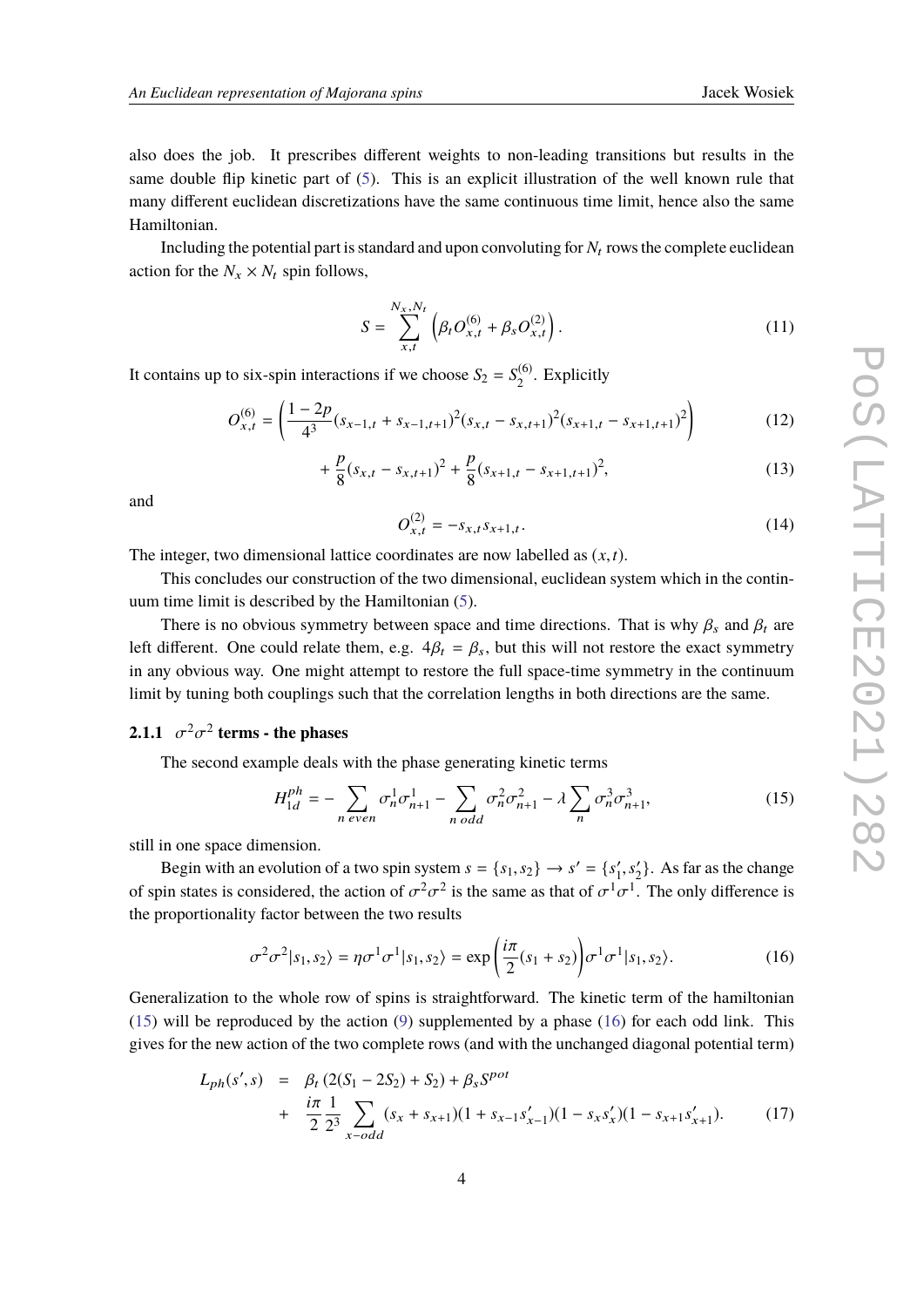also does the job. It prescribes different weights to non-leading transitions but results in the same double flip kinetic part of (5). This is an explicit illustration of the well known rule that many different euclidean discretizations have the same continuous time limit, hence also the same Hamiltonian.

Including the potential part is standard and upon convoluting for $N_t$ rows the complete euclidean action for the $N_x \times N_t$ spin follows,

$$S = \sum_{x,t}^{N_x,N_t} \left( \beta_t O^{(6)}_{x,t} + \beta_s O^{(2)}_{x,t} \right). \tag{11}$$

It contains up to six-spin interactions if we choose $S_2 = S_2^{(6)}$. Explicitly

$$O^{(6)}_{x,t} = \left( \frac{1-2p}{4^3} (s_{x-1,t} + s_{x-1,t+1})^2 (s_{x,t} - s_{x,t+1})^2 (s_{x+1,t} - s_{x+1,t+1})^2 \right) \tag{12}$$

$$+ \frac{p}{8}(s_{x,t} - s_{x,t+1})^2 + \frac{p}{8}(s_{x+1,t} - s_{x+1,t+1})^2, \tag{13}$$

and

$$O^{(2)}_{x,t} = -s_{x,t} s_{x+1,t}. \tag{14}$$

The integer, two dimensional lattice coordinates are now labelled as $(x, t)$.

This concludes our construction of the two dimensional, euclidean system which in the continuum time limit is described by the Hamiltonian (5).

There is no obvious symmetry between space and time directions. That is why $\beta_s$ and $\beta_t$ are left different. One could relate them, e.g. $4\beta_t = \beta_s$, but this will not restore the exact symmetry in any obvious way. One might attempt to restore the full space-time symmetry in the continuum limit by tuning both couplings such that the correlation lengths in both directions are the same.

#### 2.1.1 $\sigma^2\sigma^2$ terms - the phases

The second example deals with the phase generating kinetic terms

$$H^{ph}_{1d} = -\sum_{n\ even} \sigma^1_n \sigma^1_{n+1} - \sum_{n\ odd} \sigma^2_n \sigma^2_{n+1} - \lambda \sum_n \sigma^3_n \sigma^3_{n+1}, \tag{15}$$

still in one space dimension.

Begin with an evolution of a two spin system $s = \{s_1, s_2\} \to s' = \{s'_1, s'_2\}$. As far as the change of spin states is considered, the action of $\sigma^2\sigma^2$ is the same as that of $\sigma^1\sigma^1$. The only difference is the proportionality factor between the two results

$$\sigma^2\sigma^2 |s_1, s_2\rangle = \eta \sigma^1\sigma^1 |s_1, s_2\rangle = \exp\left( \frac{i\pi}{2}(s_1 + s_2) \right) \sigma^1\sigma^1 |s_1, s_2\rangle. \tag{16}$$

Generalization to the whole row of spins is straightforward. The kinetic term of the hamiltonian (15) will be reproduced by the action (9) supplemented by a phase (16) for each odd link. This gives for the new action of the two complete rows (and with the unchanged diagonal potential term)

$$\begin{aligned} L_{ph}(s', s) &= \beta_t \left( 2(S_1 - 2S_2) + S_2 \right) + \beta_s S^{pot} \\ &+ \frac{i\pi}{2} \frac{1}{2^3} \sum_{x-odd} (s_x + s_{x+1})(1 + s_{x-1}s'_{x-1})(1 - s_x s'_x)(1 - s_{x+1}s'_{x+1}). \end{aligned} \tag{17}$$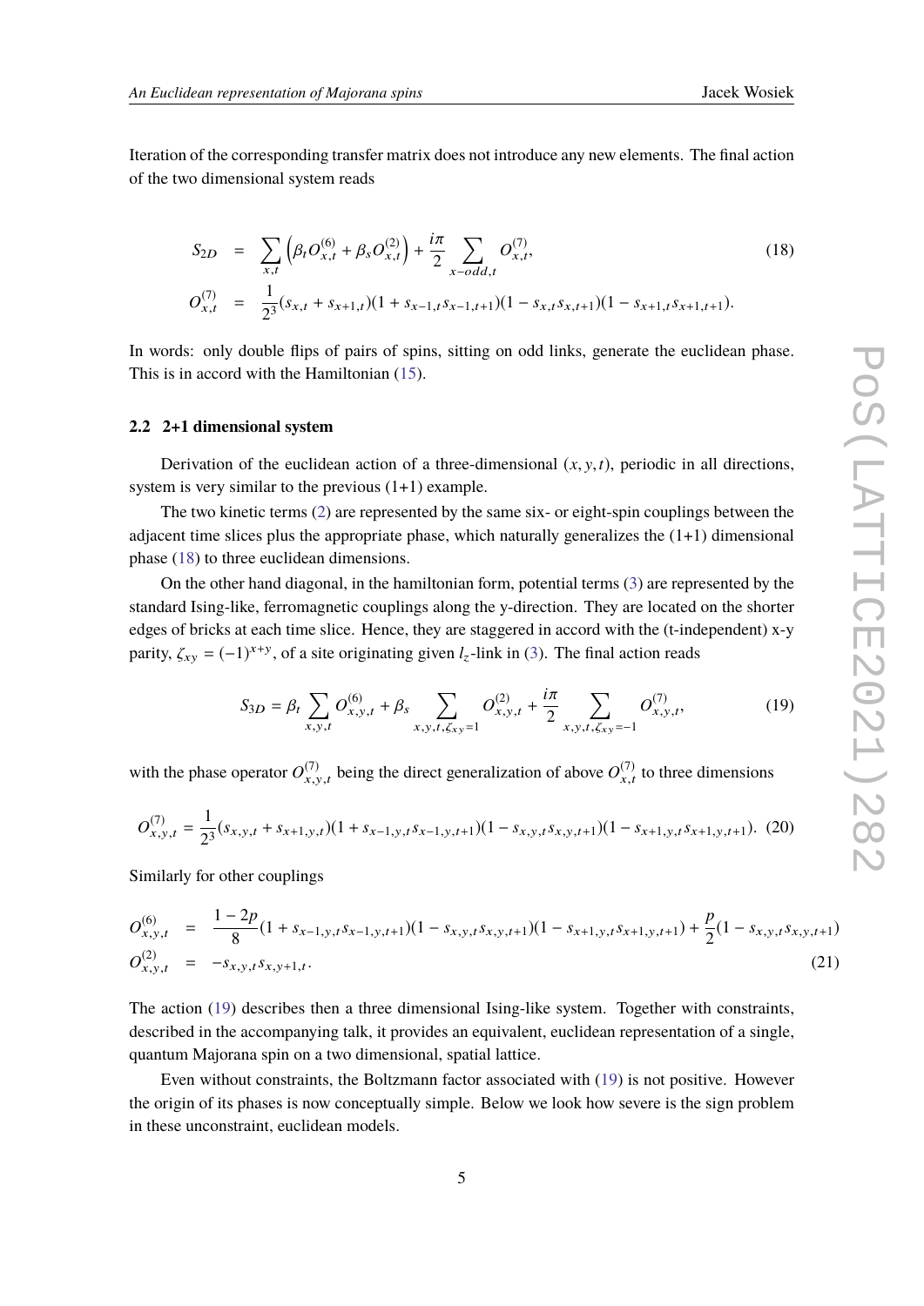Iteration of the corresponding transfer matrix does not introduce any new elements. The final action of the two dimensional system reads

$$
\begin{aligned}
S_{2D} &= \sum_{x,t}\left(\beta_t O^{(6)}_{x,t} + \beta_s O^{(2)}_{x,t}\right) + \frac{i\pi}{2}\sum_{x-odd,t} O^{(7)}_{x,t}, \qquad (18)\\
O^{(7)}_{x,t} &= \frac{1}{2^3}(s_{x,t}+s_{x+1,t})(1+s_{x-1,t}s_{x-1,t+1})(1-s_{x,t}s_{x,t+1})(1-s_{x+1,t}s_{x+1,t+1}).
\end{aligned}
$$

In words: only double flips of pairs of spins, sitting on odd links, generate the euclidean phase. This is in accord with the Hamiltonian (15).

### 2.2 2+1 dimensional system

Derivation of the euclidean action of a three-dimensional $(x, y, t)$, periodic in all directions, system is very similar to the previous (1+1) example.

The two kinetic terms (2) are represented by the same six- or eight-spin couplings between the adjacent time slices plus the appropriate phase, which naturally generalizes the (1+1) dimensional phase (18) to three euclidean dimensions.

On the other hand diagonal, in the hamiltonian form, potential terms (3) are represented by the standard Ising-like, ferromagnetic couplings along the y-direction. They are located on the shorter edges of bricks at each time slice. Hence, they are staggered in accord with the (t-independent) x-y parity, $\zeta_{xy} = (-1)^{x+y}$, of a site originating given $l_z$-link in (3). The final action reads

$$
S_{3D} = \beta_t \sum_{x,y,t} O^{(6)}_{x,y,t} + \beta_s \sum_{x,y,t,\zeta_{xy}=1} O^{(2)}_{x,y,t} + \frac{i\pi}{2}\sum_{x,y,t,\zeta_{xy}=-1} O^{(7)}_{x,y,t}, \qquad (19)
$$

with the phase operator $O^{(7)}_{x,y,t}$ being the direct generalization of above $O^{(7)}_{x,t}$ to three dimensions

$$
O^{(7)}_{x,y,t} = \frac{1}{2^3}(s_{x,y,t}+s_{x+1,y,t})(1+s_{x-1,y,t}s_{x-1,y,t+1})(1-s_{x,y,t}s_{x,y,t+1})(1-s_{x+1,y,t}s_{x+1,y,t+1}). \qquad (20)
$$

Similarly for other couplings

$$
\begin{aligned}
O^{(6)}_{x,y,t} &= \frac{1-2p}{8}(1+s_{x-1,y,t}s_{x-1,y,t+1})(1-s_{x,y,t}s_{x,y,t+1})(1-s_{x+1,y,t}s_{x+1,y,t+1}) + \frac{p}{2}(1-s_{x,y,t}s_{x,y,t+1})\\
O^{(2)}_{x,y,t} &= -s_{x,y,t}s_{x,y+1,t}. \qquad (21)
\end{aligned}
$$

The action (19) describes then a three dimensional Ising-like system. Together with constraints, described in the accompanying talk, it provides an equivalent, euclidean representation of a single, quantum Majorana spin on a two dimensional, spatial lattice.

Even without constraints, the Boltzmann factor associated with (19) is not positive. However the origin of its phases is now conceptually simple. Below we look how severe is the sign problem in these unconstraint, euclidean models.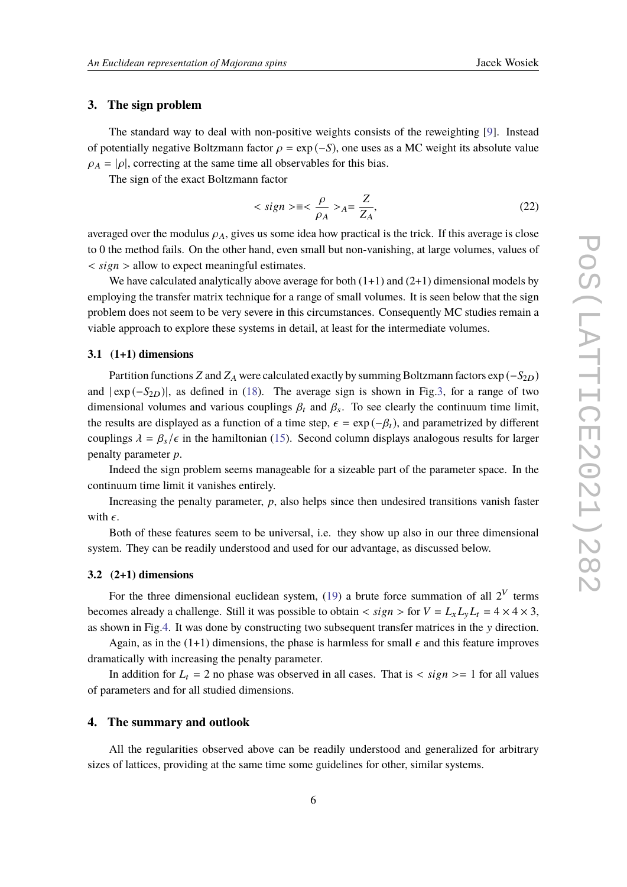## 3. The sign problem

The standard way to deal with non-positive weights consists of the reweighting [9]. Instead of potentially negative Boltzmann factor $\rho = \exp(-S)$, one uses as a MC weight its absolute value $\rho_A = |\rho|$, correcting at the same time all observables for this bias.

The sign of the exact Boltzmann factor

$$< sign > \equiv < \frac{\rho}{\rho_A} >_A = \frac{Z}{Z_A}, \tag{22}$$

averaged over the modulus $\rho_A$, gives us some idea how practical is the trick. If this average is close to 0 the method fails. On the other hand, even small but non-vanishing, at large volumes, values of $< sign >$ allow to expect meaningful estimates.

We have calculated analytically above average for both (1+1) and (2+1) dimensional models by employing the transfer matrix technique for a range of small volumes. It is seen below that the sign problem does not seem to be very severe in this circumstances. Consequently MC studies remain a viable approach to explore these systems in detail, at least for the intermediate volumes.

### 3.1 (1+1) dimensions

Partition functions $Z$ and $Z_A$ were calculated exactly by summing Boltzmann factors $\exp(-S_{2D})$ and $|\exp(-S_{2D})|$, as defined in (18). The average sign is shown in Fig.3, for a range of two dimensional volumes and various couplings $\beta_t$ and $\beta_s$. To see clearly the continuum time limit, the results are displayed as a function of a time step, $\epsilon = \exp(-\beta_t)$, and parametrized by different couplings $\lambda = \beta_s/\epsilon$ in the hamiltonian (15). Second column displays analogous results for larger penalty parameter $p$.

Indeed the sign problem seems manageable for a sizeable part of the parameter space. In the continuum time limit it vanishes entirely.

Increasing the penalty parameter, $p$, also helps since then undesired transitions vanish faster with $\epsilon$.

Both of these features seem to be universal, i.e. they show up also in our three dimensional system. They can be readily understood and used for our advantage, as discussed below.

### 3.2 (2+1) dimensions

For the three dimensional euclidean system, (19) a brute force summation of all $2^V$ terms becomes already a challenge. Still it was possible to obtain $< sign >$ for $V = L_x L_y L_t = 4 \times 4 \times 3$, as shown in Fig.4. It was done by constructing two subsequent transfer matrices in the $y$ direction.

Again, as in the (1+1) dimensions, the phase is harmless for small $\epsilon$ and this feature improves dramatically with increasing the penalty parameter.

In addition for $L_t = 2$ no phase was observed in all cases. That is $< sign >= 1$ for all values of parameters and for all studied dimensions.

## 4. The summary and outlook

All the regularities observed above can be readily understood and generalized for arbitrary sizes of lattices, providing at the same time some guidelines for other, similar systems.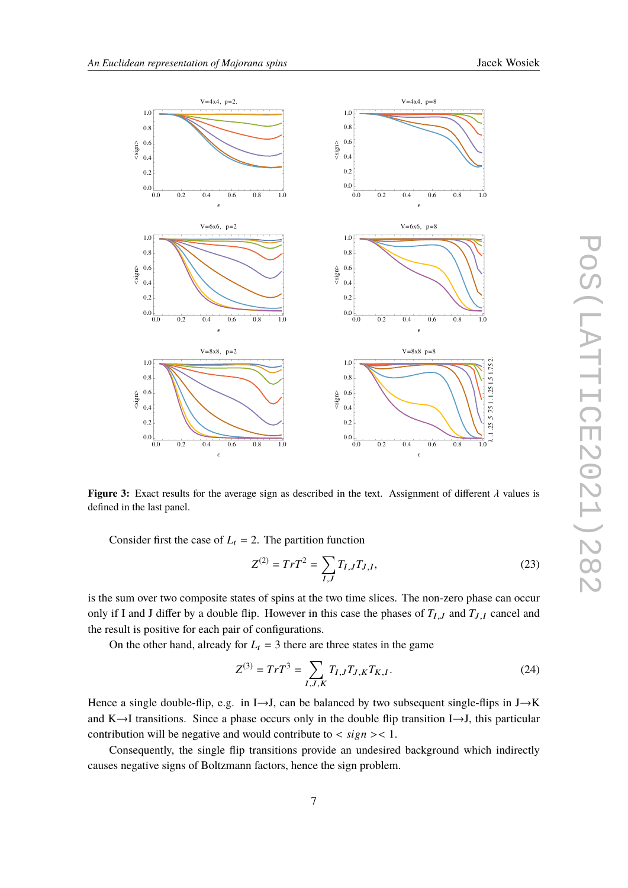**Figure 3:** Exact results for the average sign as described in the text. Assignment of different $\lambda$ values is defined in the last panel.

Consider first the case of $L_t = 2$. The partition function

$$Z^{(2)} = TrT^2 = \sum_{I,J} T_{I,J} T_{J,I}, \tag{23}$$

is the sum over two composite states of spins at the two time slices. The non-zero phase can occur only if I and J differ by a double flip. However in this case the phases of $T_{I,J}$ and $T_{J,I}$ cancel and the result is positive for each pair of configurations.

On the other hand, already for $L_t = 3$ there are three states in the game

$$Z^{(3)} = TrT^3 = \sum_{I,J,K} T_{I,J} T_{J,K} T_{K,I}. \tag{24}$$

Hence a single double-flip, e.g. in I→J, can be balanced by two subsequent single-flips in J→K and K→I transitions. Since a phase occurs only in the double flip transition I→J, this particular contribution will be negative and would contribute to $< sign >< 1$.

Consequently, the single flip transitions provide an undesired background which indirectly causes negative signs of Boltzmann factors, hence the sign problem.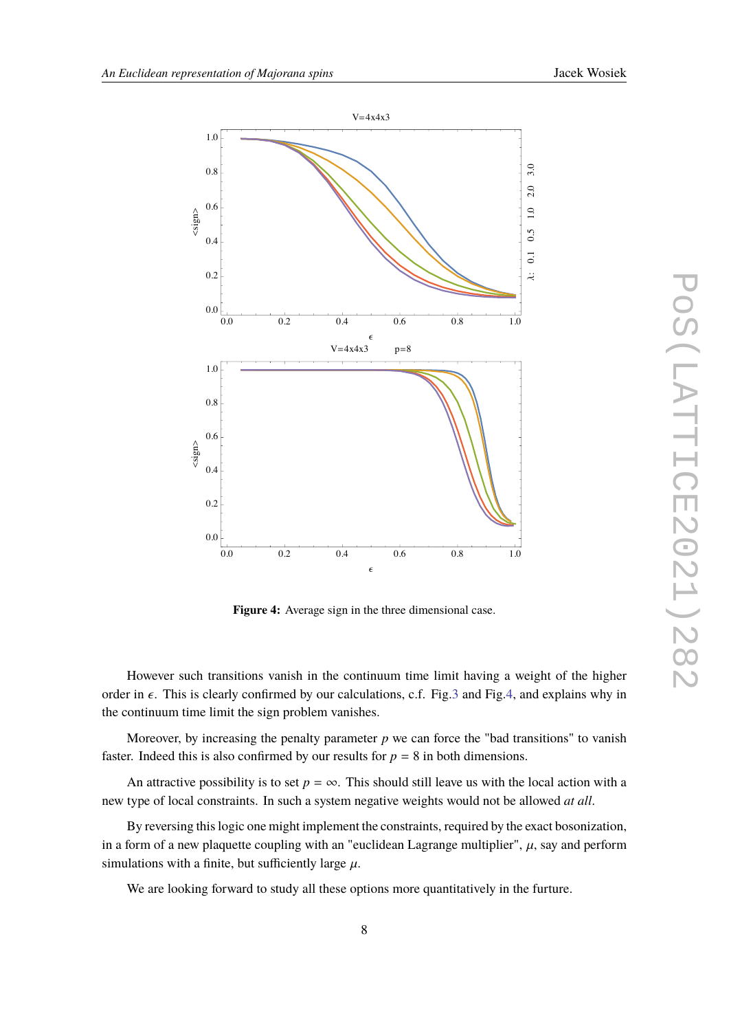**Figure 4:** Average sign in the three dimensional case.

However such transitions vanish in the continuum time limit having a weight of the higher order in $\epsilon$. This is clearly confirmed by our calculations, c.f. Fig.3 and Fig.4, and explains why in the continuum time limit the sign problem vanishes.

Moreover, by increasing the penalty parameter $p$ we can force the "bad transitions" to vanish faster. Indeed this is also confirmed by our results for $p = 8$ in both dimensions.

An attractive possibility is to set $p = \infty$. This should still leave us with the local action with a new type of local constraints. In such a system negative weights would not be allowed *at all*.

By reversing this logic one might implement the constraints, required by the exact bosonization, in a form of a new plaquette coupling with an "euclidean Lagrange multiplier", $\mu$, say and perform simulations with a finite, but sufficiently large $\mu$.

We are looking forward to study all these options more quantitatively in the furture.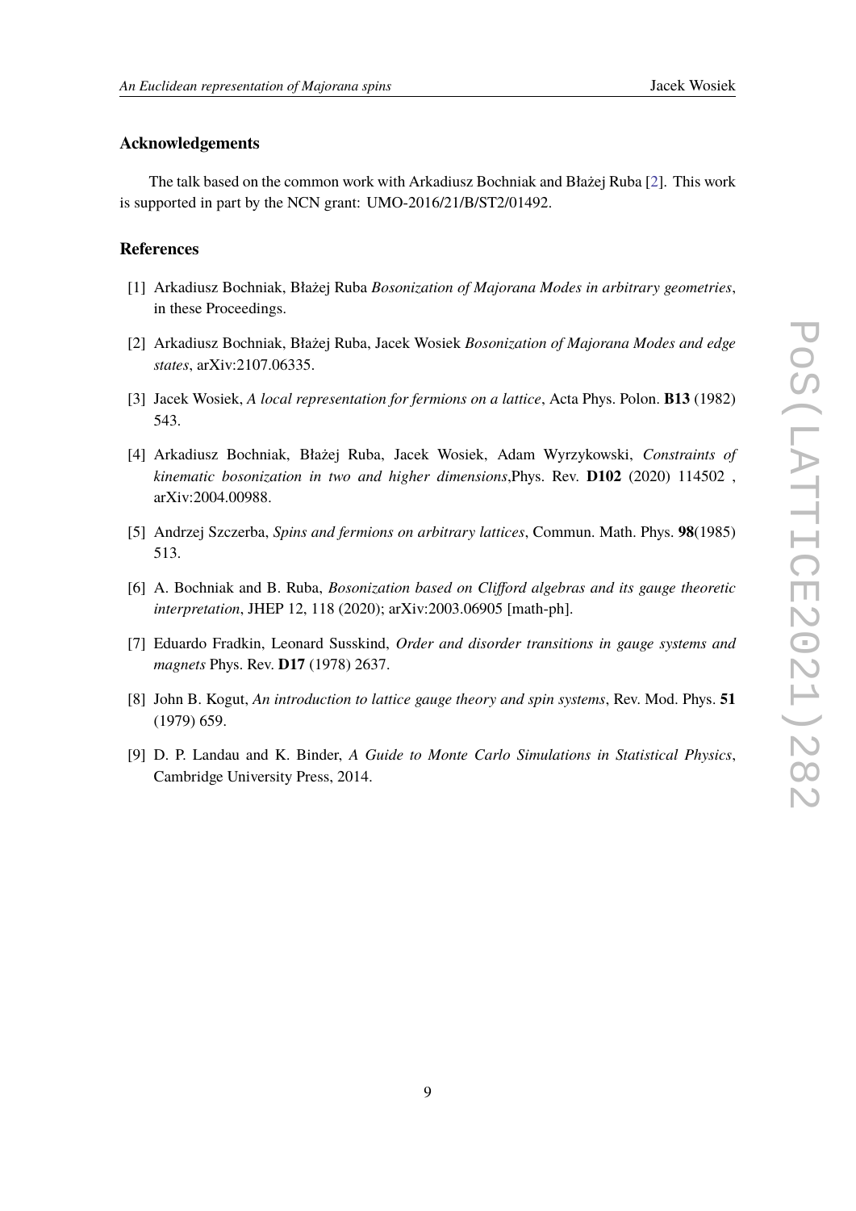### Acknowledgements

The talk based on the common work with Arkadiusz Bochniak and Błażej Ruba [2]. This work is supported in part by the NCN grant: UMO-2016/21/B/ST2/01492.

### References

[1] Arkadiusz Bochniak, Błażej Ruba *Bosonization of Majorana Modes in arbitrary geometries*, in these Proceedings.

[2] Arkadiusz Bochniak, Błażej Ruba, Jacek Wosiek *Bosonization of Majorana Modes and edge states*, arXiv:2107.06335.

[3] Jacek Wosiek, *A local representation for fermions on a lattice*, Acta Phys. Polon. **B13** (1982) 543.

[4] Arkadiusz Bochniak, Błażej Ruba, Jacek Wosiek, Adam Wyrzykowski, *Constraints of kinematic bosonization in two and higher dimensions*,Phys. Rev. **D102** (2020) 114502 , arXiv:2004.00988.

[5] Andrzej Szczerba, *Spins and fermions on arbitrary lattices*, Commun. Math. Phys. **98**(1985) 513.

[6] A. Bochniak and B. Ruba, *Bosonization based on Clifford algebras and its gauge theoretic interpretation*, JHEP 12, 118 (2020); arXiv:2003.06905 [math-ph].

[7] Eduardo Fradkin, Leonard Susskind, *Order and disorder transitions in gauge systems and magnets* Phys. Rev. **D17** (1978) 2637.

[8] John B. Kogut, *An introduction to lattice gauge theory and spin systems*, Rev. Mod. Phys. **51** (1979) 659.

[9] D. P. Landau and K. Binder, *A Guide to Monte Carlo Simulations in Statistical Physics*, Cambridge University Press, 2014.